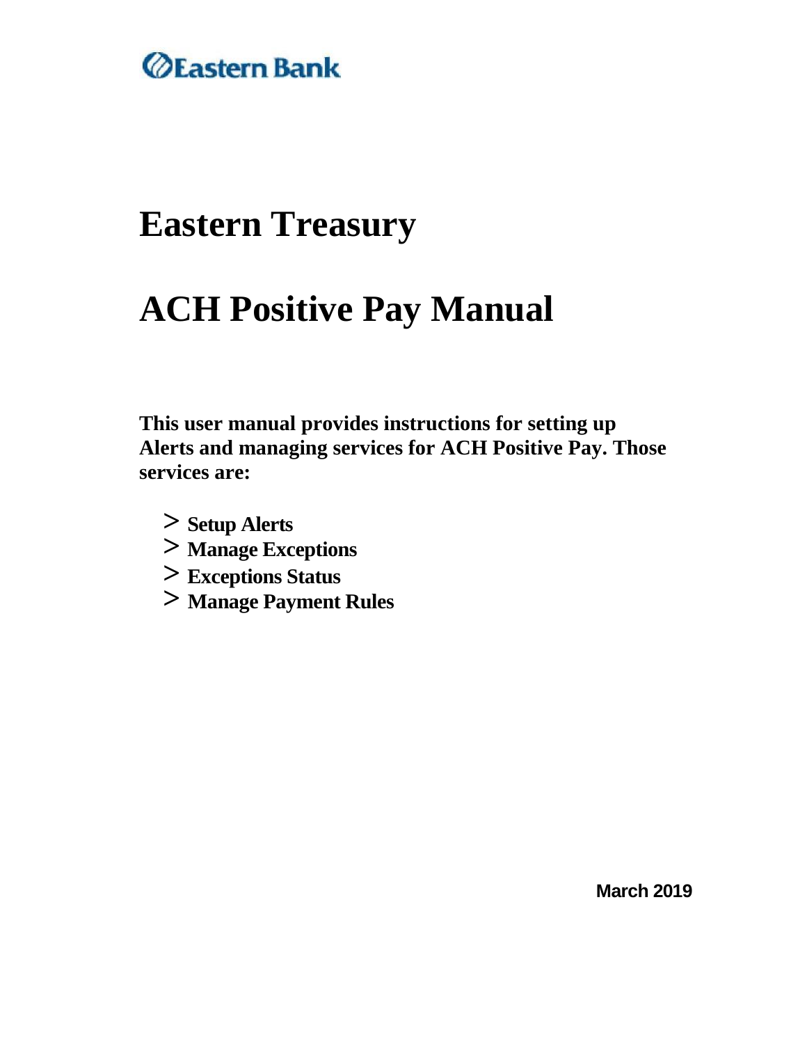Eastern Bank

# Eastern Treasury

# ACH Positive Pay Manual

**This user manual provides instructions for setting up Alerts and managing services for ACH Positive Pay. Those services are:**

> **Setup Alerts**
> **Manage Exceptions**
> **Exceptions Status**
> **Manage Payment Rules**

**March 2019**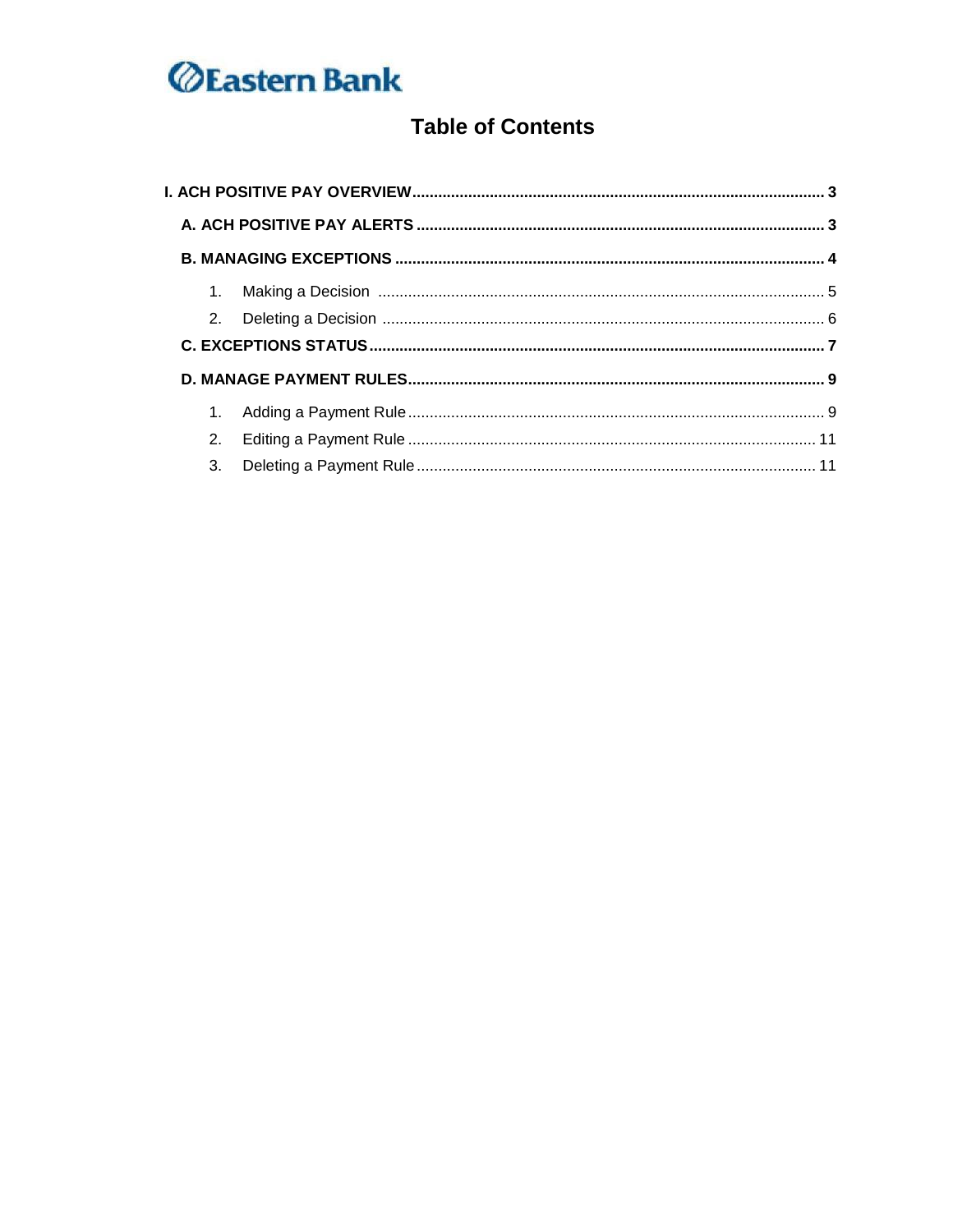Eastern Bank

# Table of Contents

**I. ACH POSITIVE PAY OVERVIEW ... 3**

- **A. ACH POSITIVE PAY ALERTS ... 3**
- **B. MANAGING EXCEPTIONS ... 4**
  1. Making a Decision ... 5
  2. Deleting a Decision ... 6
- **C. EXCEPTIONS STATUS ... 7**
- **D. MANAGE PAYMENT RULES ... 9**
  1. Adding a Payment Rule ... 9
  2. Editing a Payment Rule ... 11
  3. Deleting a Payment Rule ... 11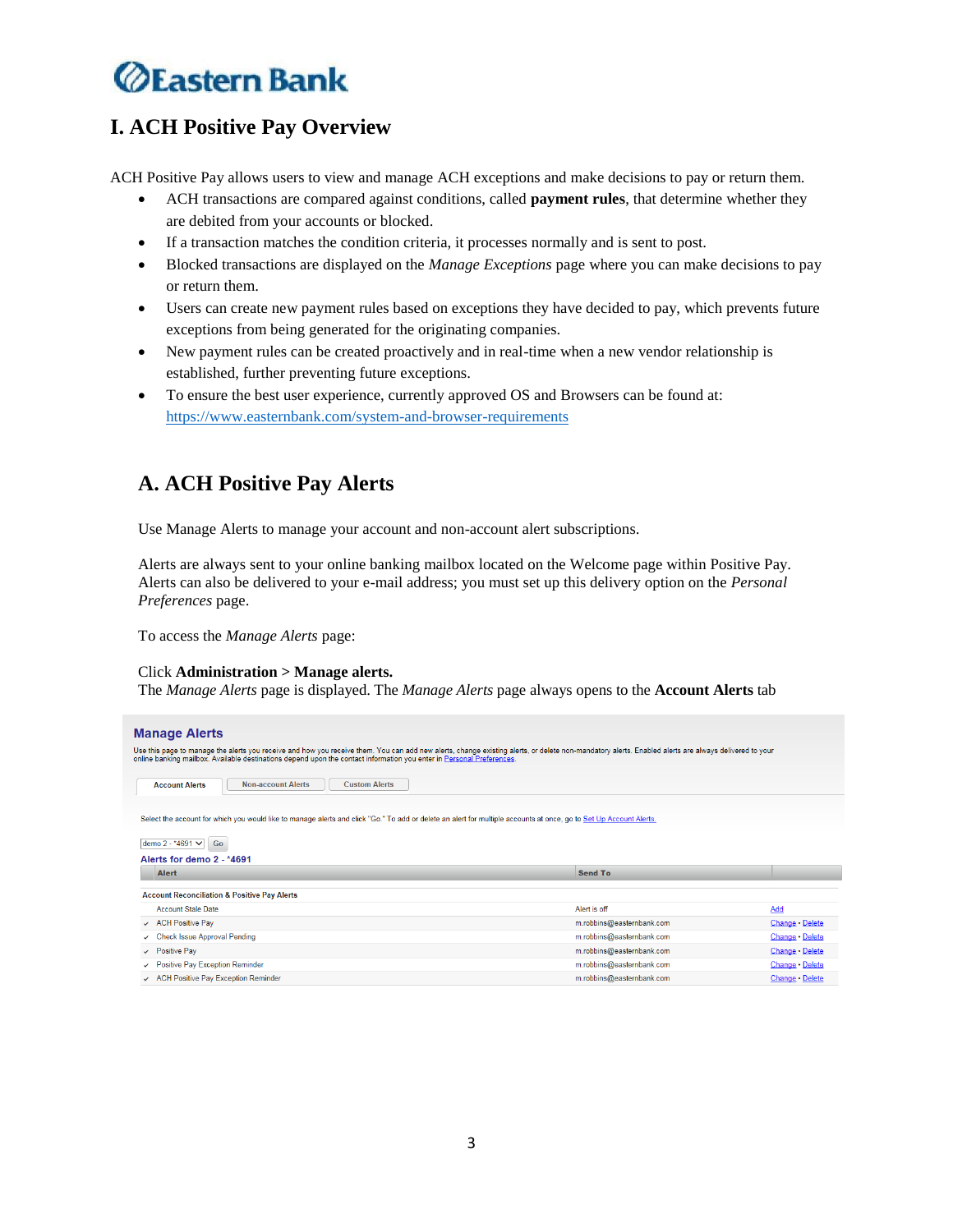# I. ACH Positive Pay Overview

ACH Positive Pay allows users to view and manage ACH exceptions and make decisions to pay or return them.

- ACH transactions are compared against conditions, called **payment rules**, that determine whether they are debited from your accounts or blocked.
- If a transaction matches the condition criteria, it processes normally and is sent to post.
- Blocked transactions are displayed on the *Manage Exceptions* page where you can make decisions to pay or return them.
- Users can create new payment rules based on exceptions they have decided to pay, which prevents future exceptions from being generated for the originating companies.
- New payment rules can be created proactively and in real-time when a new vendor relationship is established, further preventing future exceptions.
- To ensure the best user experience, currently approved OS and Browsers can be found at: https://www.easternbank.com/system-and-browser-requirements

## A. ACH Positive Pay Alerts

Use Manage Alerts to manage your account and non-account alert subscriptions.

Alerts are always sent to your online banking mailbox located on the Welcome page within Positive Pay. Alerts can also be delivered to your e-mail address; you must set up this delivery option on the *Personal Preferences* page.

To access the *Manage Alerts* page:

Click **Administration > Manage alerts.**
The *Manage Alerts* page is displayed. The *Manage Alerts* page always opens to the **Account Alerts** tab

**Manage Alerts**

Use this page to manage the alerts you receive and how you receive them. You can add new alerts, change existing alerts, or delete non-mandatory alerts. Enabled alerts are always delivered to your online banking mailbox. Available destinations depend upon the contact information you enter in Personal Preferences.

Account Alerts | Non-account Alerts | Custom Alerts

Select the account for which you would like to manage alerts and click "Go." To add or delete an alert for multiple accounts at once, go to Set Up Account Alerts.

demo 2 - *4891 Go

**Alerts for demo 2 - *4691**

| | Alert | Send To | |
|---|---|---|---|
| | **Account Reconciliation & Positive Pay Alerts** | | |
| | Account Stale Date | Alert is off | Add |
| ✓ | ACH Positive Pay | m.robbins@easternbank.com | Change • Delete |
| ✓ | Check Issue Approval Pending | m.robbins@easternbank.com | Change • Delete |
| ✓ | Positive Pay | m.robbins@easternbank.com | Change • Delete |
| ✓ | Positive Pay Exception Reminder | m.robbins@easternbank.com | Change • Delete |
| ✓ | ACH Positive Pay Exception Reminder | m.robbins@easternbank.com | Change • Delete |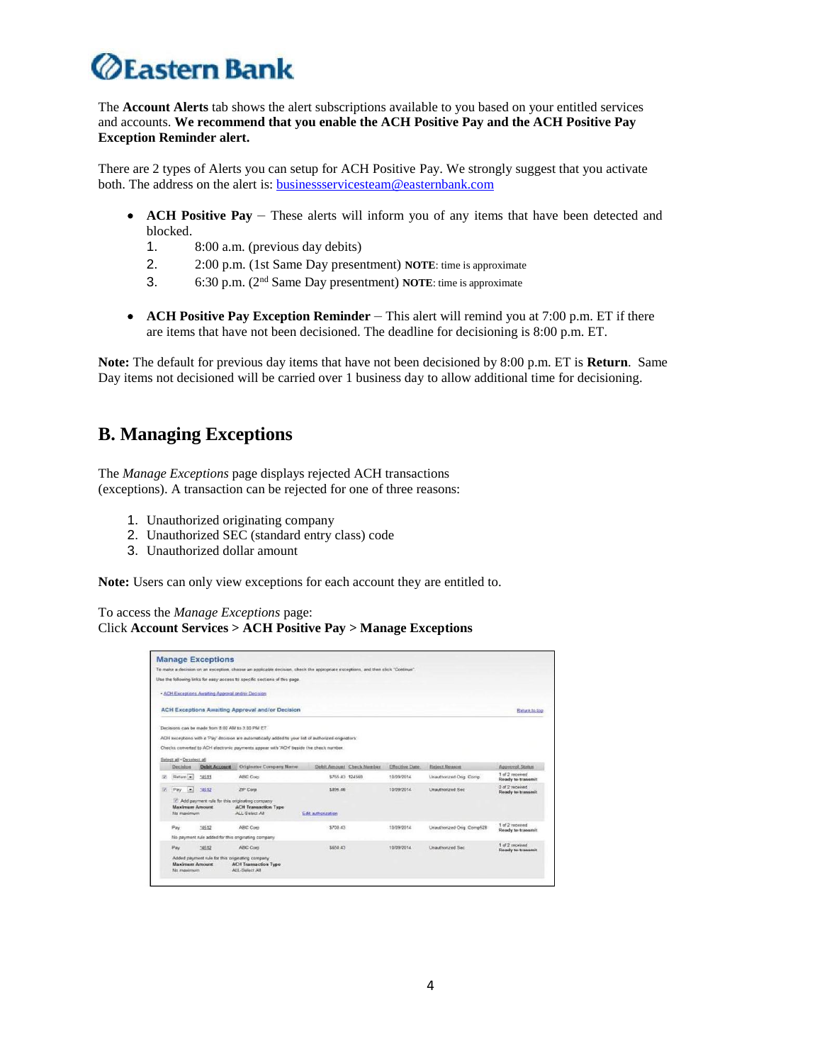The **Account Alerts** tab shows the alert subscriptions available to you based on your entitled services and accounts. **We recommend that you enable the ACH Positive Pay and the ACH Positive Pay Exception Reminder alert.**

There are 2 types of Alerts you can setup for ACH Positive Pay. We strongly suggest that you activate both. The address on the alert is: businessservicesteam@easternbank.com

- **ACH Positive Pay** – These alerts will inform you of any items that have been detected and blocked.
  1. 8:00 a.m. (previous day debits)
  2. 2:00 p.m. (1st Same Day presentment) **NOTE**: time is approximate
  3. 6:30 p.m. (2nd Same Day presentment) **NOTE**: time is approximate

- **ACH Positive Pay Exception Reminder** – This alert will remind you at 7:00 p.m. ET if there are items that have not been decisioned. The deadline for decisioning is 8:00 p.m. ET.

**Note:** The default for previous day items that have not been decisioned by 8:00 p.m. ET is **Return**. Same Day items not decisioned will be carried over 1 business day to allow additional time for decisioning.

## B. Managing Exceptions

The *Manage Exceptions* page displays rejected ACH transactions (exceptions). A transaction can be rejected for one of three reasons:

1. Unauthorized originating company
2. Unauthorized SEC (standard entry class) code
3. Unauthorized dollar amount

**Note:** Users can only view exceptions for each account they are entitled to.

To access the *Manage Exceptions* page:
Click **Account Services > ACH Positive Pay > Manage Exceptions**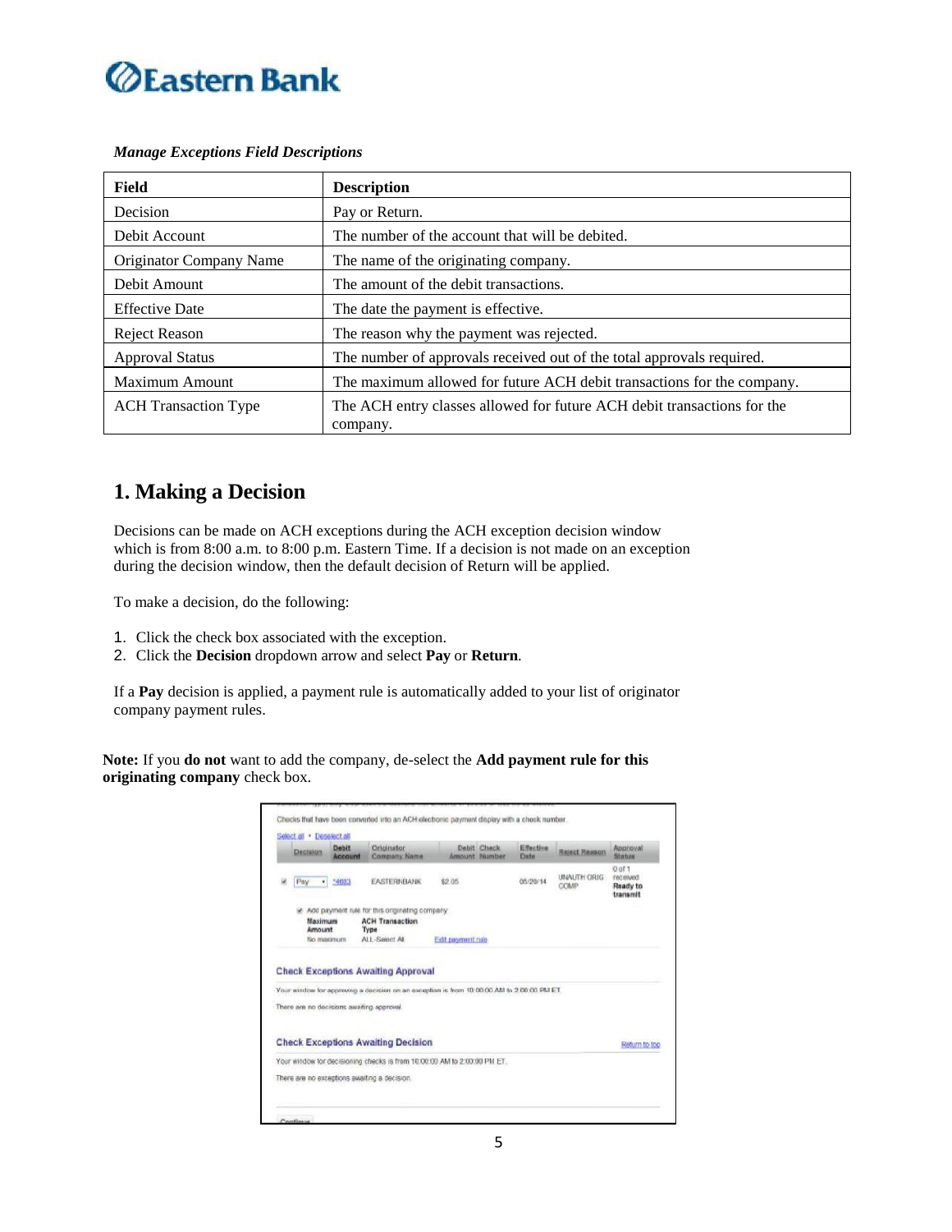*Manage Exceptions Field Descriptions*

| Field | Description |
|---|---|
| Decision | Pay or Return. |
| Debit Account | The number of the account that will be debited. |
| Originator Company Name | The name of the originating company. |
| Debit Amount | The amount of the debit transactions. |
| Effective Date | The date the payment is effective. |
| Reject Reason | The reason why the payment was rejected. |
| Approval Status | The number of approvals received out of the total approvals required. |
| Maximum Amount | The maximum allowed for future ACH debit transactions for the company. |
| ACH Transaction Type | The ACH entry classes allowed for future ACH debit transactions for the company. |

## 1. Making a Decision

Decisions can be made on ACH exceptions during the ACH exception decision window which is from 8:00 a.m. to 8:00 p.m. Eastern Time. If a decision is not made on an exception during the decision window, then the default decision of Return will be applied.

To make a decision, do the following:

1. Click the check box associated with the exception.
2. Click the **Decision** dropdown arrow and select **Pay** or **Return**.

If a **Pay** decision is applied, a payment rule is automatically added to your list of originator company payment rules.

**Note:** If you **do not** want to add the company, de-select the **Add payment rule for this originating company** check box.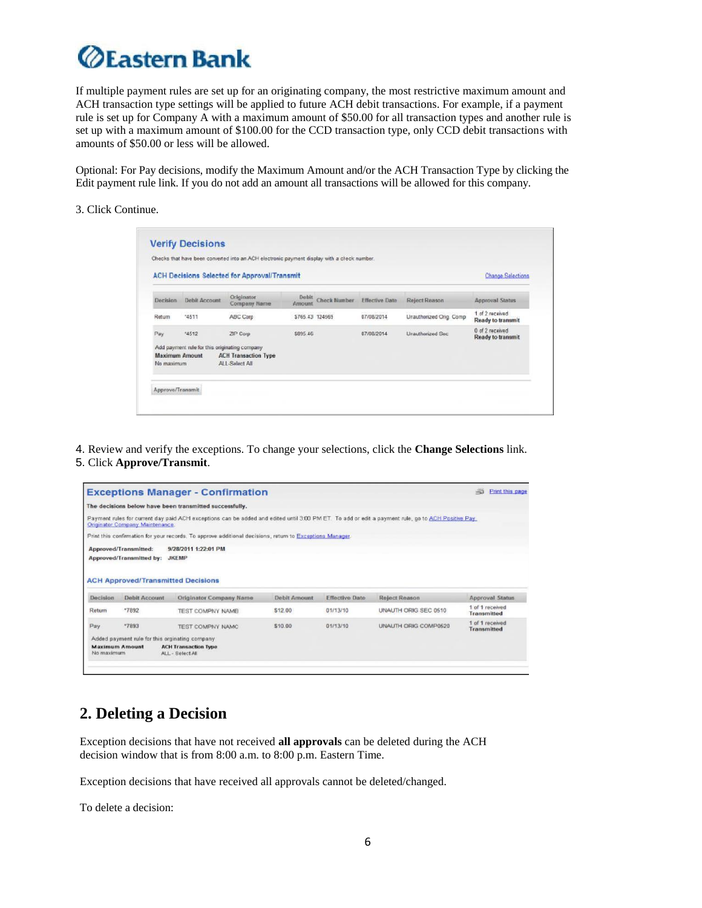If multiple payment rules are set up for an originating company, the most restrictive maximum amount and ACH transaction type settings will be applied to future ACH debit transactions. For example, if a payment rule is set up for Company A with a maximum amount of $50.00 for all transaction types and another rule is set up with a maximum amount of $100.00 for the CCD transaction type, only CCD debit transactions with amounts of $50.00 or less will be allowed.

Optional: For Pay decisions, modify the Maximum Amount and/or the ACH Transaction Type by clicking the Edit payment rule link. If you do not add an amount all transactions will be allowed for this company.

3. Click Continue.

**Verify Decisions**

Checks that have been converted into an ACH electronic payment display with a check number.

**ACH Decisions Selected for Approval/Transmit** — Change Selections

| Decision | Debit Account | Originator Company Name | Debit Amount | Check Number | Effective Date | Reject Reason | Approval Status |
|---|---|---|---|---|---|---|---|
| Return | *4511 | ABC Corp | $765.43 | 124569 | 07/08/2014 | Unauthorized Orig. Comp | 1 of 2 received **Ready to transmit** |
| Pay | *4512 | ZIP Corp | $895.46 | | 07/08/2014 | Unauthorized Sec | 0 of 2 received **Ready to transmit** |

Add payment rule for this originating company
**Maximum Amount**: No maximum
**ACH Transaction Type**: ALL-Select All

Approve/Transmit

4. Review and verify the exceptions. To change your selections, click the **Change Selections** link.
5. Click **Approve/Transmit**.

**Exceptions Manager - Confirmation** — Print this page

**The decisions below have been transmitted successfully.**

Payment rules for current day paid ACH exceptions can be added and edited until 3:00 PM ET. To add or edit a payment rule, go to ACH Positive Pay Originator Company Maintenance.

Print this confirmation for your records. To approve additional decisions, return to Exceptions Manager.

**Approved/Transmitted:** 9/28/2011 1:22:01 PM
**Approved/Transmitted by:** JKEMP

**ACH Approved/Transmitted Decisions**

| Decision | Debit Account | Originator Company Name | Debit Amount | Effective Date | Reject Reason | Approval Status |
|---|---|---|---|---|---|---|
| Return | *7892 | TEST COMPNY NAMB | $12.00 | 01/13/10 | UNAUTH ORIG SEC 0510 | 1 of 1 received **Transmitted** |
| Pay | *7893 | TEST COMPNY NAMC | $10.00 | 01/13/10 | UNAUTH ORIG COMP0520 | 1 of 1 received **Transmitted** |

Added payment rule for this orginating company
**Maximum Amount**: No maximum
**ACH Transaction Type**: ALL - Select All

## 2. Deleting a Decision

Exception decisions that have not received **all approvals** can be deleted during the ACH decision window that is from 8:00 a.m. to 8:00 p.m. Eastern Time.

Exception decisions that have received all approvals cannot be deleted/changed.

To delete a decision: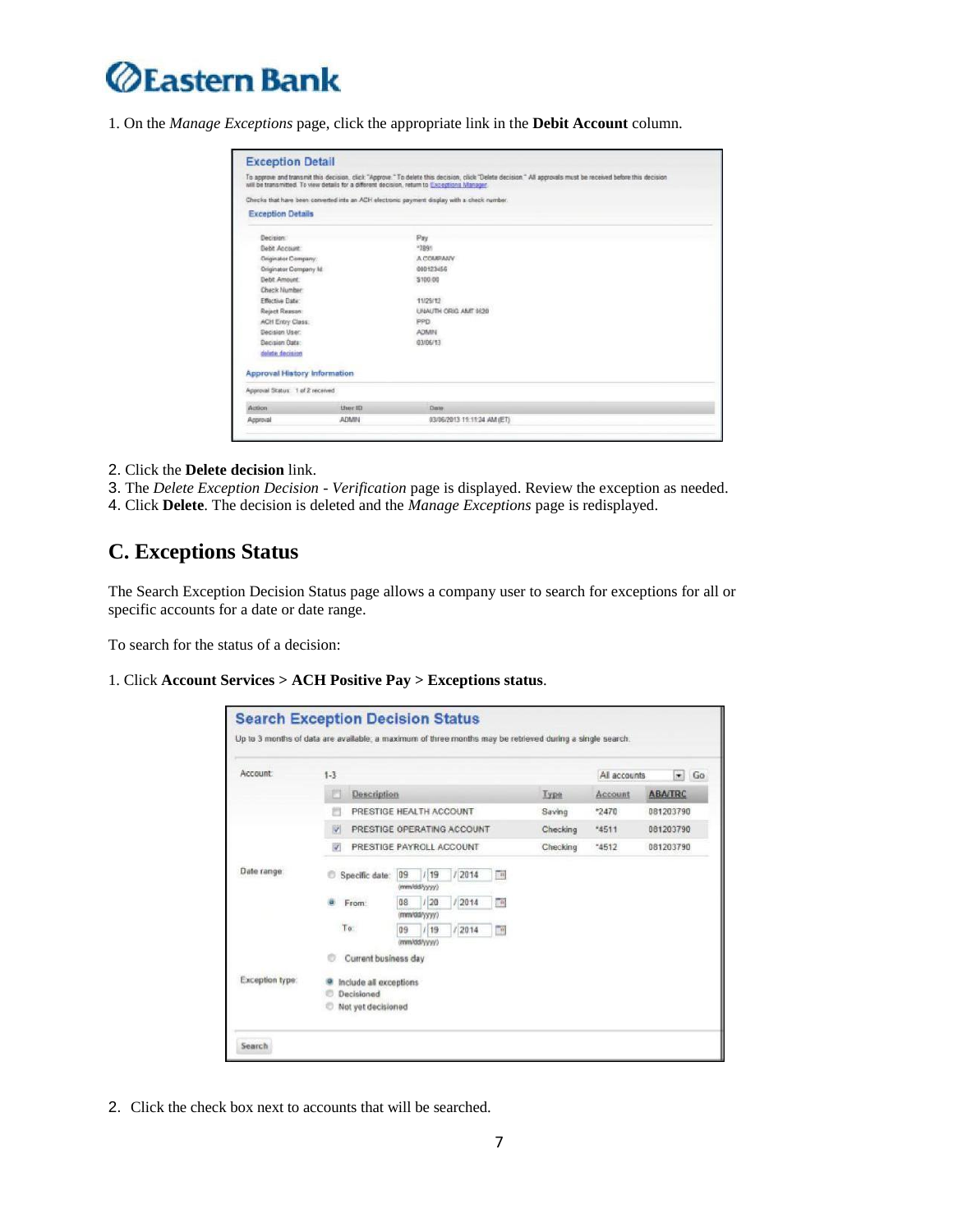1. On the *Manage Exceptions* page, click the appropriate link in the **Debit Account** column.

2. Click the **Delete decision** link.
3. The *Delete Exception Decision - Verification* page is displayed. Review the exception as needed.
4. Click **Delete**. The decision is deleted and the *Manage Exceptions* page is redisplayed.

## C. Exceptions Status

The Search Exception Decision Status page allows a company user to search for exceptions for all or specific accounts for a date or date range.

To search for the status of a decision:

1. Click **Account Services > ACH Positive Pay > Exceptions status**.

2. Click the check box next to accounts that will be searched.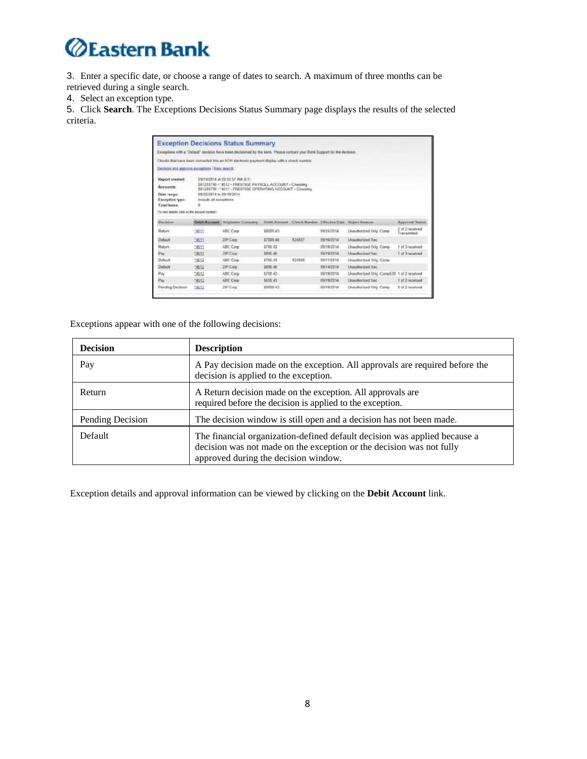3. Enter a specific date, or choose a range of dates to search. A maximum of three months can be retrieved during a single search.
4. Select an exception type.
5. Click **Search**. The Exceptions Decisions Status Summary page displays the results of the selected criteria.

Exceptions appear with one of the following decisions:

| **Decision** | **Description** |
|---|---|
| Pay | A Pay decision made on the exception. All approvals are required before the decision is applied to the exception. |
| Return | A Return decision made on the exception. All approvals are required before the decision is applied to the exception. |
| Pending Decision | The decision window is still open and a decision has not been made. |
| Default | The financial organization-defined default decision was applied because a decision was not made on the exception or the decision was not fully approved during the decision window. |

Exception details and approval information can be viewed by clicking on the **Debit Account** link.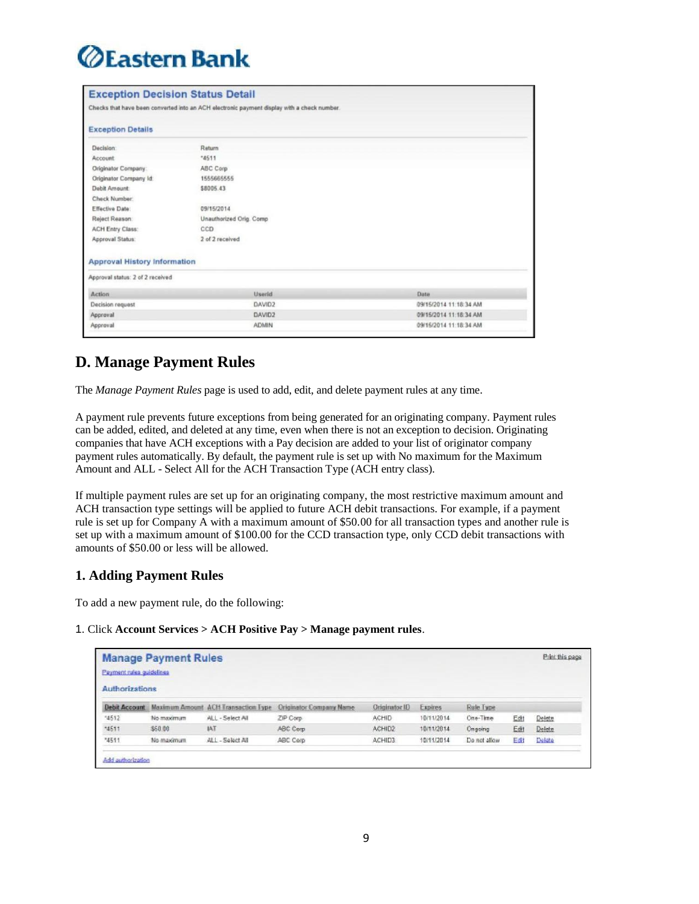# Eastern Bank

## Exception Decision Status Detail

Checks that have been converted into an ACH electronic payment display with a check number.

### Exception Details

| | |
|---|---|
| Decision: | Return |
| Account: | *4511 |
| Originator Company: | ABC Corp |
| Originator Company Id: | 1555665555 |
| Debit Amount: | $8005.43 |
| Check Number: | |
| Effective Date: | 09/15/2014 |
| Reject Reason: | Unauthorized Orig. Comp |
| ACH Entry Class: | CCD |
| Approval Status: | 2 of 2 received |

### Approval History Information

Approval status: 2 of 2 received

| Action | UserId | Date |
|---|---|---|
| Decision request | DAVID2 | 09/15/2014 11:18:34 AM |
| Approval | DAVID2 | 09/15/2014 11:18:34 AM |
| Approval | ADMIN | 09/15/2014 11:18:34 AM |

## D. Manage Payment Rules

The *Manage Payment Rules* page is used to add, edit, and delete payment rules at any time.

A payment rule prevents future exceptions from being generated for an originating company. Payment rules can be added, edited, and deleted at any time, even when there is not an exception to decision. Originating companies that have ACH exceptions with a Pay decision are added to your list of originator company payment rules automatically. By default, the payment rule is set up with No maximum for the Maximum Amount and ALL - Select All for the ACH Transaction Type (ACH entry class).

If multiple payment rules are set up for an originating company, the most restrictive maximum amount and ACH transaction type settings will be applied to future ACH debit transactions. For example, if a payment rule is set up for Company A with a maximum amount of $50.00 for all transaction types and another rule is set up with a maximum amount of $100.00 for the CCD transaction type, only CCD debit transactions with amounts of $50.00 or less will be allowed.

### 1. Adding Payment Rules

To add a new payment rule, do the following:

1. Click **Account Services > ACH Positive Pay > Manage payment rules**.

## Manage Payment Rules

Print this page

Payment rules guidelines

### Authorizations

| Debit Account | Maximum Amount | ACH Transaction Type | Originator Company Name | Originator ID | Expires | Rule Type | | |
|---|---|---|---|---|---|---|---|---|
| *4512 | No maximum | ALL - Select All | ZIP Corp | ACHID | 10/11/2014 | One-Time | Edit | Delete |
| *4511 | $50.00 | IAT | ABC Corp | ACHID2 | 10/11/2014 | Ongoing | Edit | Delete |
| *4511 | No maximum | ALL - Select All | ABC Corp | ACHID3 | 10/11/2014 | Do not allow | Edit | Delete |

Add authorization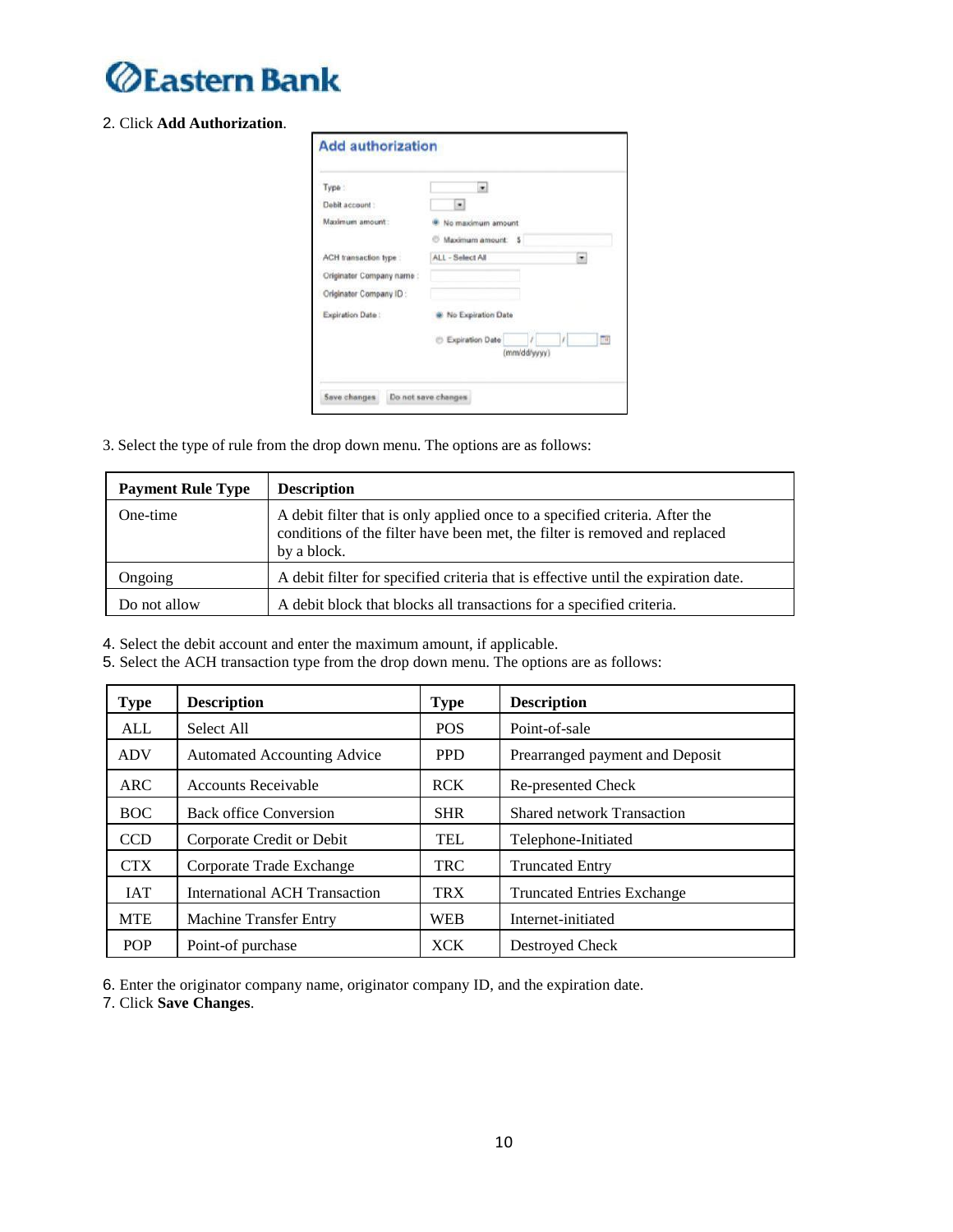2. Click **Add Authorization**.

3. Select the type of rule from the drop down menu. The options are as follows:

| Payment Rule Type | Description |
|---|---|
| One-time | A debit filter that is only applied once to a specified criteria. After the conditions of the filter have been met, the filter is removed and replaced by a block. |
| Ongoing | A debit filter for specified criteria that is effective until the expiration date. |
| Do not allow | A debit block that blocks all transactions for a specified criteria. |

4. Select the debit account and enter the maximum amount, if applicable.
5. Select the ACH transaction type from the drop down menu. The options are as follows:

| Type | Description | Type | Description |
|---|---|---|---|
| ALL | Select All | POS | Point-of-sale |
| ADV | Automated Accounting Advice | PPD | Prearranged payment and Deposit |
| ARC | Accounts Receivable | RCK | Re-presented Check |
| BOC | Back office Conversion | SHR | Shared network Transaction |
| CCD | Corporate Credit or Debit | TEL | Telephone-Initiated |
| CTX | Corporate Trade Exchange | TRC | Truncated Entry |
| IAT | International ACH Transaction | TRX | Truncated Entries Exchange |
| MTE | Machine Transfer Entry | WEB | Internet-initiated |
| POP | Point-of purchase | XCK | Destroyed Check |

6. Enter the originator company name, originator company ID, and the expiration date.
7. Click **Save Changes**.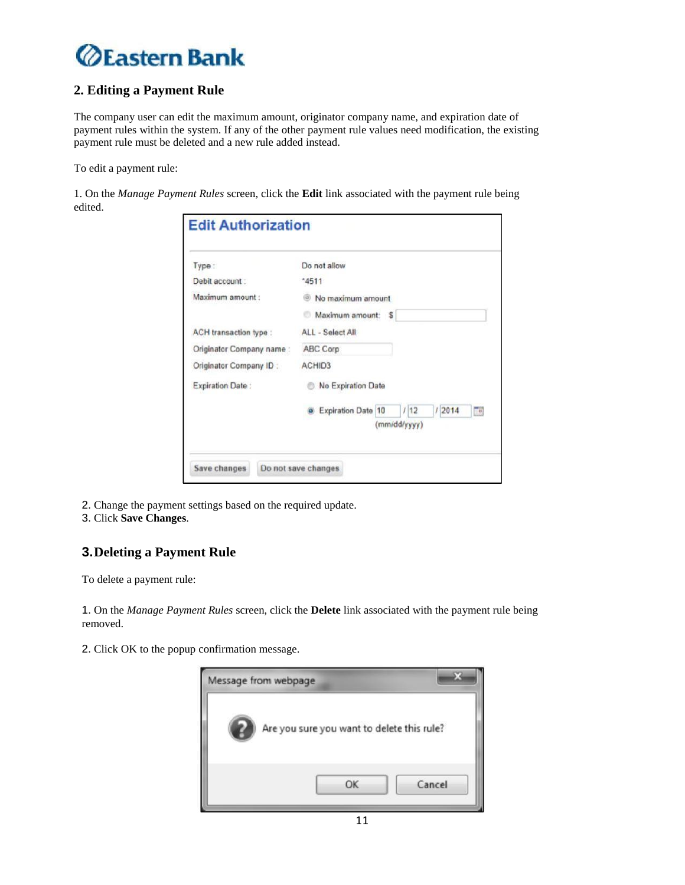## 2. Editing a Payment Rule

The company user can edit the maximum amount, originator company name, and expiration date of payment rules within the system. If any of the other payment rule values need modification, the existing payment rule must be deleted and a new rule added instead.

To edit a payment rule:

1. On the *Manage Payment Rules* screen, click the **Edit** link associated with the payment rule being edited.

2. Change the payment settings based on the required update.
3. Click **Save Changes**.

## 3. Deleting a Payment Rule

To delete a payment rule:

1. On the *Manage Payment Rules* screen, click the **Delete** link associated with the payment rule being removed.

2. Click OK to the popup confirmation message.